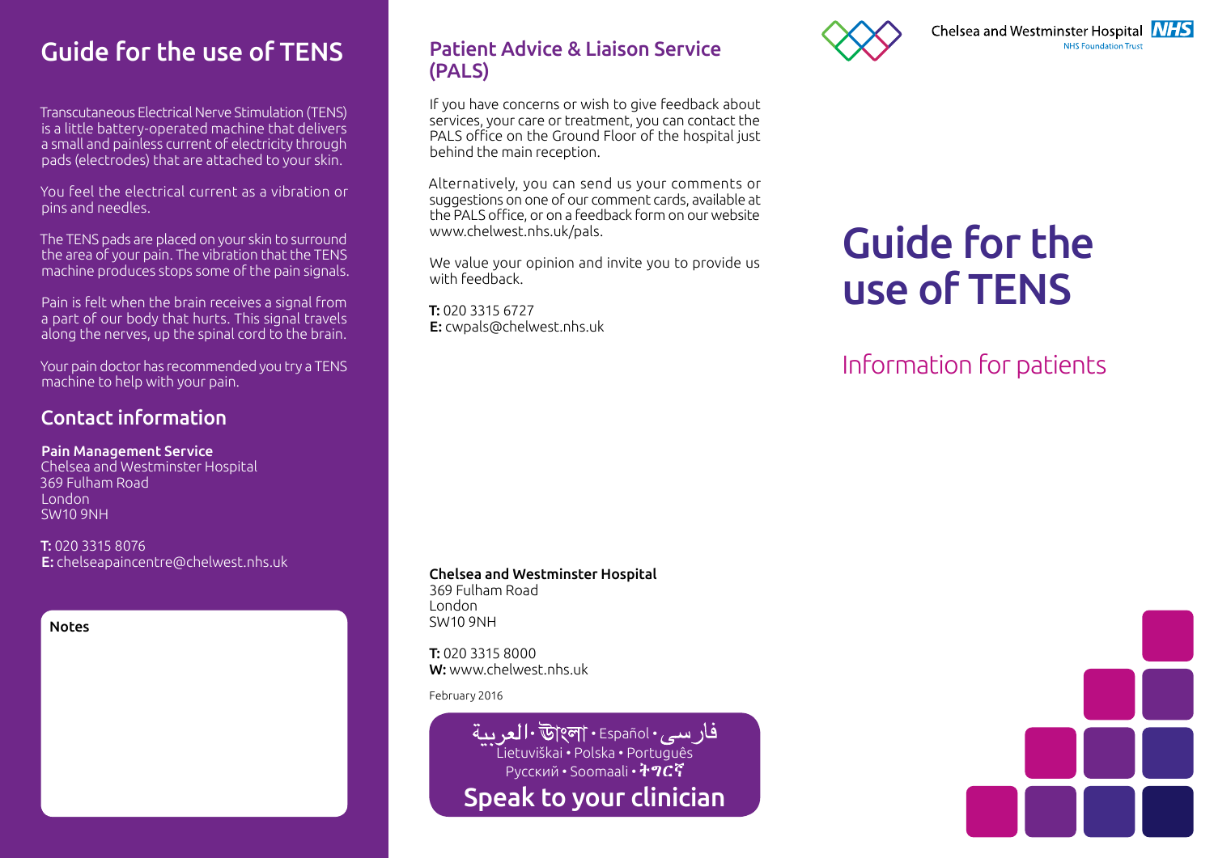# Guide for the use of TENS

Transcutaneous Electrical Nerve Stimulation (TENS) is a little battery-operated machine that delivers a small and painless current of electricity through pads (electrodes) that are attached to your skin.

You feel the electrical current as a vibration or pins and needles.

The TENS pads are placed on your skin to surround the area of your pain. The vibration that the TENS machine produces stops some of the pain signals.

Pain is felt when the brain receives a signal from a part of our body that hurts. This signal travels along the nerves, up the spinal cord to the brain.

Your pain doctor has recommended you try a TENS machine to help with your pain.

## Contact information

**Pain Management Service**
Chelsea and Westminster Hospital
369 Fulham Road
London
SW10 9NH

**T:** 020 3315 8076
**E:** chelseapaincentre@chelwest.nhs.uk

**Notes**

## Patient Advice & Liaison Service (PALS)

If you have concerns or wish to give feedback about services, your care or treatment, you can contact the PALS office on the Ground Floor of the hospital just behind the main reception.

Alternatively, you can send us your comments or suggestions on one of our comment cards, available at the PALS office, or on a feedback form on our website www.chelwest.nhs.uk/pals.

We value your opinion and invite you to provide us with feedback.

**T:** 020 3315 6727
**E:** cwpals@chelwest.nhs.uk

**Chelsea and Westminster Hospital**
369 Fulham Road
London
SW10 9NH

**T:** 020 3315 8000
**W:** www.chelwest.nhs.uk

February 2016

العربية • বাংলা • Español • فارسی
Lietuviškai • Polska • Português
Русский • Soomaali • ትግርኛ

**Speak to your clinician**

Chelsea and Westminster Hospital NHS
NHS Foundation Trust

# Guide for the use of TENS

## Information for patients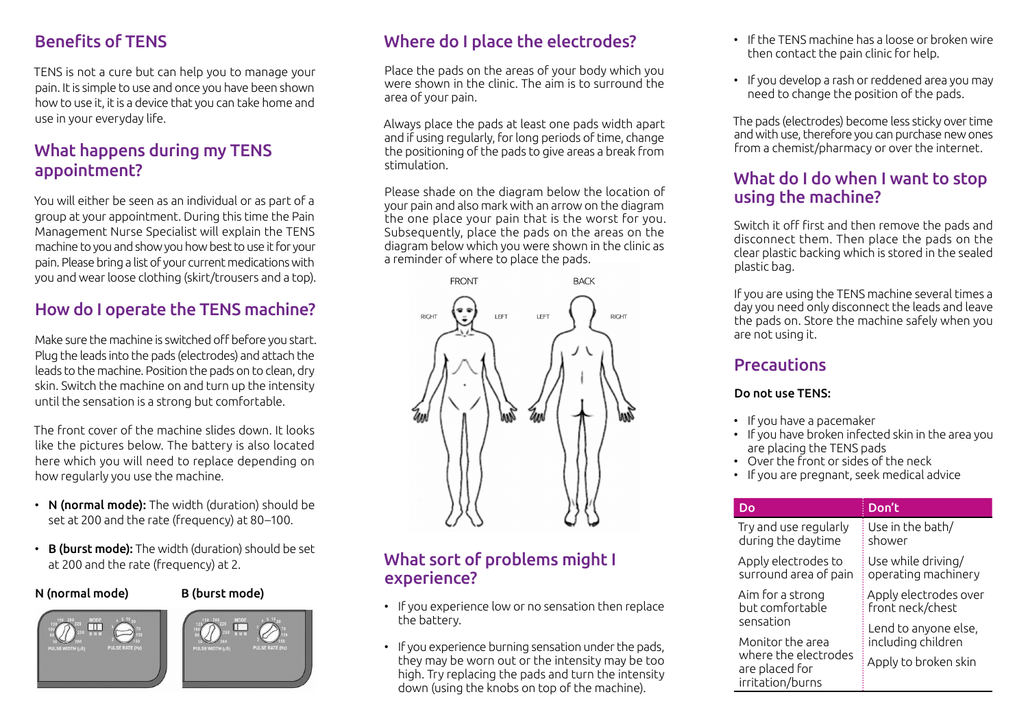## Benefits of TENS

TENS is not a cure but can help you to manage your pain. It is simple to use and once you have been shown how to use it, it is a device that you can take home and use in your everyday life.

## What happens during my TENS appointment?

You will either be seen as an individual or as part of a group at your appointment. During this time the Pain Management Nurse Specialist will explain the TENS machine to you and show you how best to use it for your pain. Please bring a list of your current medications with you and wear loose clothing (skirt/trousers and a top).

## How do I operate the TENS machine?

Make sure the machine is switched off before you start. Plug the leads into the pads (electrodes) and attach the leads to the machine. Position the pads on to clean, dry skin. Switch the machine on and turn up the intensity until the sensation is a strong but comfortable.

The front cover of the machine slides down. It looks like the pictures below. The battery is also located here which you will need to replace depending on how regularly you use the machine.

- **N (normal mode):** The width (duration) should be set at 200 and the rate (frequency) at 80–100.
- **B (burst mode):** The width (duration) should be set at 200 and the rate (frequency) at 2.

**N (normal mode)**

**B (burst mode)**

## Where do I place the electrodes?

Place the pads on the areas of your body which you were shown in the clinic. The aim is to surround the area of your pain.

Always place the pads at least one pads width apart and if using regularly, for long periods of time, change the positioning of the pads to give areas a break from stimulation.

Please shade on the diagram below the location of your pain and also mark with an arrow on the diagram the one place your pain that is the worst for you. Subsequently, place the pads on the areas on the diagram below which you were shown in the clinic as a reminder of where to place the pads.

FRONT

BACK

RIGHT LEFT

LEFT RIGHT

## What sort of problems might I experience?

- If you experience low or no sensation then replace the battery.
- If you experience burning sensation under the pads, they may be worn out or the intensity may be too high. Try replacing the pads and turn the intensity down (using the knobs on top of the machine).
- If the TENS machine has a loose or broken wire then contact the pain clinic for help.
- If you develop a rash or reddened area you may need to change the position of the pads.

The pads (electrodes) become less sticky over time and with use, therefore you can purchase new ones from a chemist/pharmacy or over the internet.

## What do I do when I want to stop using the machine?

Switch it off first and then remove the pads and disconnect them. Then place the pads on the clear plastic backing which is stored in the sealed plastic bag.

If you are using the TENS machine several times a day you need only disconnect the leads and leave the pads on. Store the machine safely when you are not using it.

## Precautions

**Do not use TENS:**

- If you have a pacemaker
- If you have broken infected skin in the area you are placing the TENS pads
- Over the front or sides of the neck
- If you are pregnant, seek medical advice

| Do | Don't |
|---|---|
| Try and use regularly during the daytime | Use in the bath/ shower |
| Apply electrodes to surround area of pain | Use while driving/ operating machinery |
| Aim for a strong but comfortable sensation | Apply electrodes over front neck/chest |
| Monitor the area where the electrodes are placed for irritation/burns | Lend to anyone else, including children |
| | Apply to broken skin |